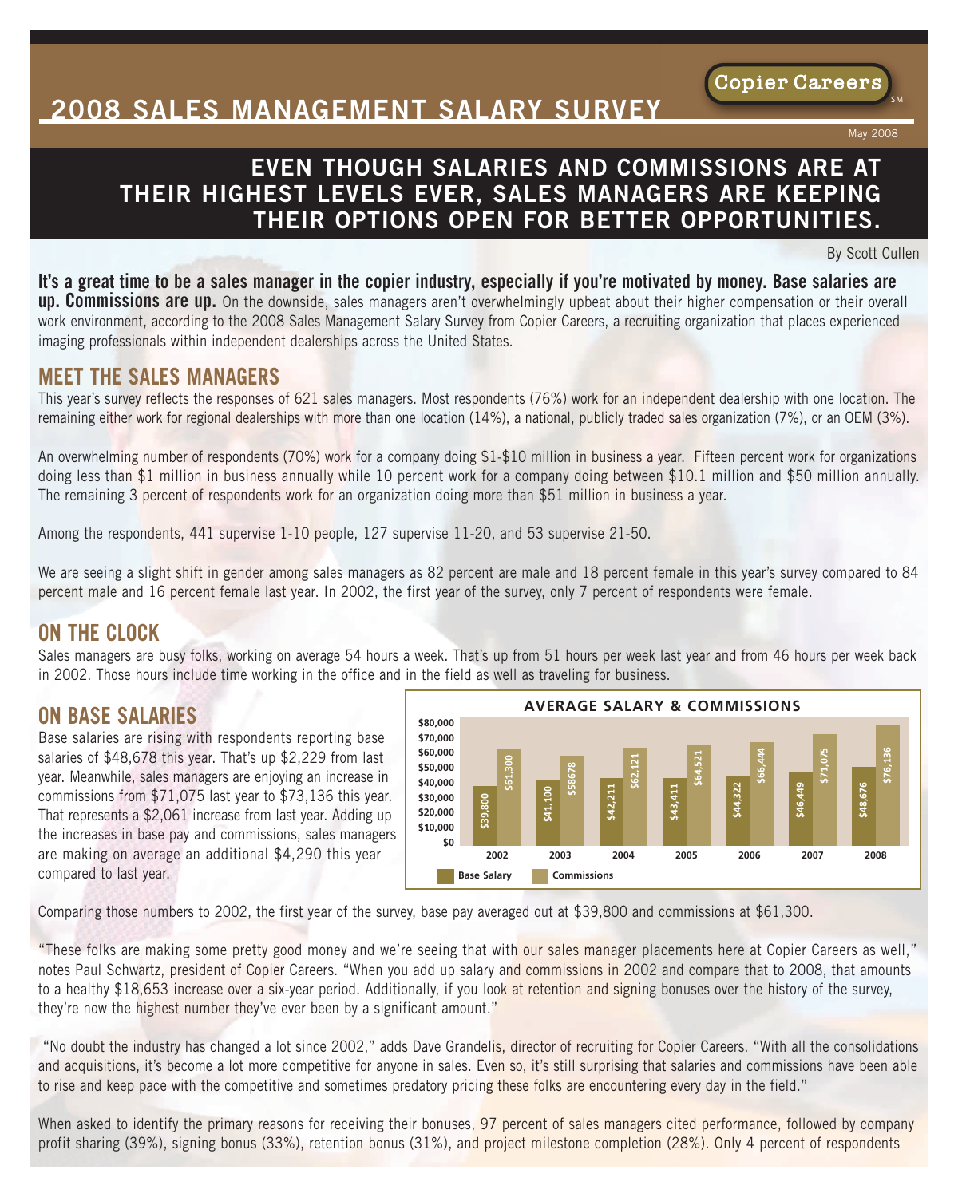# 2008 SALES MANAGEMENT SALARY SURVEY

Copier Careers SM

May 2008

## EVEN THOUGH SALARIES AND COMMISSIONS ARE AT THEIR HIGHEST LEVELS EVER, SALES MANAGERS ARE KEEPING THEIR OPTIONS OPEN FOR BETTER OPPORTUNITIES.

By Scott Cullen

**It's a great time to be a sales manager in the copier industry, especially if you're motivated by money. Base salaries are up. Commissions are up.** On the downside, sales managers aren't overwhelmingly upbeat about their higher compensation or their overall work environment, according to the 2008 Sales Management Salary Survey from Copier Careers, a recruiting organization that places experienced imaging professionals within independent dealerships across the United States.

## MEET THE SALES MANAGERS

This year's survey reflects the responses of 621 sales managers. Most respondents (76%) work for an independent dealership with one location. The remaining either work for regional dealerships with more than one location (14%), a national, publicly traded sales organization (7%), or an OEM (3%).

An overwhelming number of respondents (70%) work for a company doing $1-$10 million in business a year. Fifteen percent work for organizations doing less than $1 million in business annually while 10 percent work for a company doing between $10.1 million and $50 million annually. The remaining 3 percent of respondents work for an organization doing more than $51 million in business a year.

Among the respondents, 441 supervise 1-10 people, 127 supervise 11-20, and 53 supervise 21-50.

We are seeing a slight shift in gender among sales managers as 82 percent are male and 18 percent female in this year's survey compared to 84 percent male and 16 percent female last year. In 2002, the first year of the survey, only 7 percent of respondents were female.

## ON THE CLOCK

Sales managers are busy folks, working on average 54 hours a week. That's up from 51 hours per week last year and from 46 hours per week back in 2002. Those hours include time working in the office and in the field as well as traveling for business.

## ON BASE SALARIES

Base salaries are rising with respondents reporting base salaries of $48,678 this year. That's up $2,229 from last year. Meanwhile, sales managers are enjoying an increase in commissions from $71,075 last year to $73,136 this year. That represents a $2,061 increase from last year. Adding up the increases in base pay and commissions, sales managers are making on average an additional $4,290 this year compared to last year.

**AVERAGE SALARY & COMMISSIONS**

$80,000
$70,000
$60,000
$50,000
$40,000
$30,000
$20,000
$10,000
$0

2002: $39,800, $61,300
2003: $41,100, $58678
2004: $42,211, $62,121
2005: $43,411, $64,521
2006: $44,322, $66,444
2007: $46,449, $71,075
2008: $48,676, $76,136

Base Salary
Commissions

Comparing those numbers to 2002, the first year of the survey, base pay averaged out at $39,800 and commissions at $61,300.

"These folks are making some pretty good money and we're seeing that with our sales manager placements here at Copier Careers as well," notes Paul Schwartz, president of Copier Careers. "When you add up salary and commissions in 2002 and compare that to 2008, that amounts to a healthy $18,653 increase over a six-year period. Additionally, if you look at retention and signing bonuses over the history of the survey, they're now the highest number they've ever been by a significant amount."

"No doubt the industry has changed a lot since 2002," adds Dave Grandelis, director of recruiting for Copier Careers. "With all the consolidations and acquisitions, it's become a lot more competitive for anyone in sales. Even so, it's still surprising that salaries and commissions have been able to rise and keep pace with the competitive and sometimes predatory pricing these folks are encountering every day in the field."

When asked to identify the primary reasons for receiving their bonuses, 97 percent of sales managers cited performance, followed by company profit sharing (39%), signing bonus (33%), retention bonus (31%), and project milestone completion (28%). Only 4 percent of respondents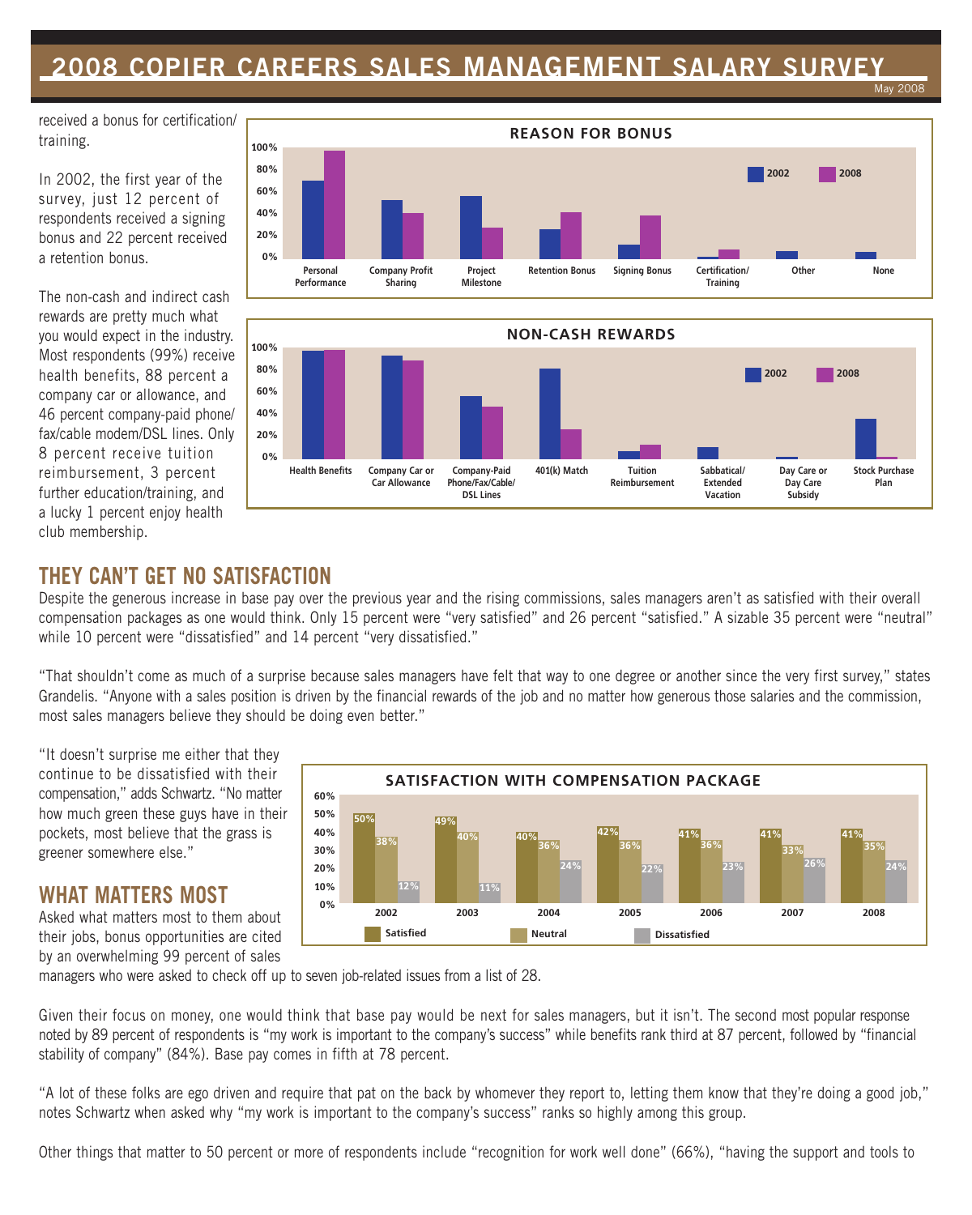received a bonus for certification/training.

In 2002, the first year of the survey, just 12 percent of respondents received a signing bonus and 22 percent received a retention bonus.

The non-cash and indirect cash rewards are pretty much what you would expect in the industry. Most respondents (99%) receive health benefits, 88 percent a company car or allowance, and 46 percent company-paid phone/fax/cable modem/DSL lines. Only 8 percent receive tuition reimbursement, 3 percent further education/training, and a lucky 1 percent enjoy health club membership.

**REASON FOR BONUS**

100%
80%
60%
40%
20%
0%

2002 2008

Personal Performance
Company Profit Sharing
Project Milestone
Retention Bonus
Signing Bonus
Certification/Training
Other
None

**NON-CASH REWARDS**

100%
80%
60%
40%
20%
0%

2002 2008

Health Benefits
Company Car or Car Allowance
Company-Paid Phone/Fax/Cable/DSL Lines
401(k) Match
Tuition Reimbursement
Sabbatical/Extended Vacation
Day Care or Day Care Subsidy
Stock Purchase Plan

## THEY CAN'T GET NO SATISFACTION

Despite the generous increase in base pay over the previous year and the rising commissions, sales managers aren't as satisfied with their overall compensation packages as one would think. Only 15 percent were "very satisfied" and 26 percent "satisfied." A sizable 35 percent were "neutral" while 10 percent were "dissatisfied" and 14 percent "very dissatisfied."

"That shouldn't come as much of a surprise because sales managers have felt that way to one degree or another since the very first survey," states Grandelis. "Anyone with a sales position is driven by the financial rewards of the job and no matter how generous those salaries and the commission, most sales managers believe they should be doing even better."

"It doesn't surprise me either that they continue to be dissatisfied with their compensation," adds Schwartz. "No matter how much green these guys have in their pockets, most believe that the grass is greener somewhere else."

**SATISFACTION WITH COMPENSATION PACKAGE**

60%
50%
40%
30%
20%
10%
0%

2002: 50% 38% 12%
2003: 49% 40% 11%
2004: 40% 36% 24%
2005: 42% 36% 22%
2006: 41% 36% 23%
2007: 41% 33% 26%
2008: 41% 35% 24%

Satisfied Neutral Dissatisfied

## WHAT MATTERS MOST

Asked what matters most to them about their jobs, bonus opportunities are cited by an overwhelming 99 percent of sales managers who were asked to check off up to seven job-related issues from a list of 28.

Given their focus on money, one would think that base pay would be next for sales managers, but it isn't. The second most popular response noted by 89 percent of respondents is "my work is important to the company's success" while benefits rank third at 87 percent, followed by "financial stability of company" (84%). Base pay comes in fifth at 78 percent.

"A lot of these folks are ego driven and require that pat on the back by whomever they report to, letting them know that they're doing a good job," notes Schwartz when asked why "my work is important to the company's success" ranks so highly among this group.

Other things that matter to 50 percent or more of respondents include "recognition for work well done" (66%), "having the support and tools to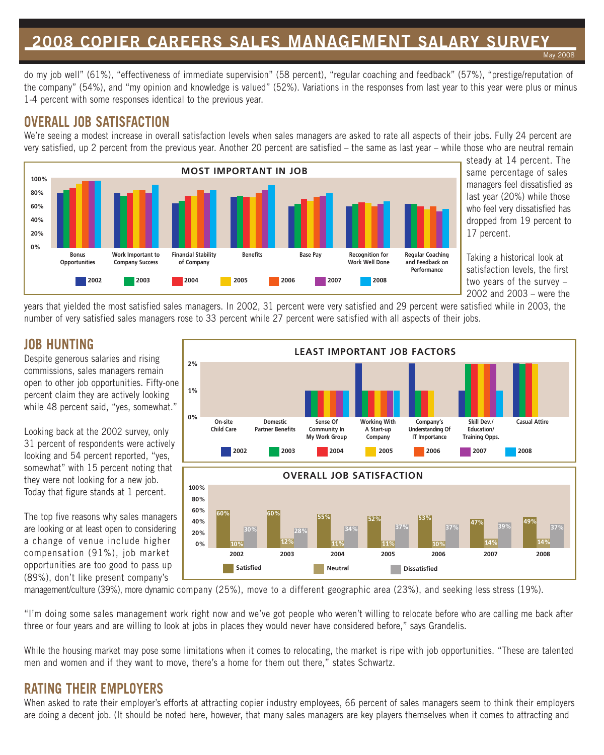do my job well" (61%), "effectiveness of immediate supervision" (58 percent), "regular coaching and feedback" (57%), "prestige/reputation of the company" (54%), and "my opinion and knowledge is valued" (52%). Variations in the responses from last year to this year were plus or minus 1-4 percent with some responses identical to the previous year.

## OVERALL JOB SATISFACTION

We're seeing a modest increase in overall satisfaction levels when sales managers are asked to rate all aspects of their jobs. Fully 24 percent are very satisfied, up 2 percent from the previous year. Another 20 percent are satisfied – the same as last year – while those who are neutral remain steady at 14 percent. The same percentage of sales managers feel dissatisfied as last year (20%) while those who feel very dissatisfied has dropped from 19 percent to 17 percent.

**MOST IMPORTANT IN JOB**

100%
80%
60%
40%
20%
0%

Bonus Opportunities | Work Important to Company Success | Financial Stability of Company | Benefits | Base Pay | Recognition for Work Well Done | Regular Coaching and Feedback on Performance

2002 | 2003 | 2004 | 2005 | 2006 | 2007 | 2008

Taking a historical look at satisfaction levels, the first two years of the survey – 2002 and 2003 – were the years that yielded the most satisfied sales managers. In 2002, 31 percent were very satisfied and 29 percent were satisfied while in 2003, the number of very satisfied sales managers rose to 33 percent while 27 percent were satisfied with all aspects of their jobs.

## JOB HUNTING

Despite generous salaries and rising commissions, sales managers remain open to other job opportunities. Fifty-one percent claim they are actively looking while 48 percent said, "yes, somewhat."

Looking back at the 2002 survey, only 31 percent of respondents were actively looking and 54 percent reported, "yes, somewhat" with 15 percent noting that they were not looking for a new job. Today that figure stands at 1 percent.

The top five reasons why sales managers are looking or at least open to considering a change of venue include higher compensation (91%), job market opportunities are too good to pass up (89%), don't like present company's management/culture (39%), more dynamic company (25%), move to a different geographic area (23%), and seeking less stress (19%).

**LEAST IMPORTANT JOB FACTORS**

2%
1%
0%

On-site Child Care | Domestic Partner Benefits | Sense Of Community In My Work Group | Working With A Start-up Company | Company's Understanding Of IT Importance | Skill Dev./ Education/ Training Opps. | Casual Attire

2002 | 2003 | 2004 | 2005 | 2006 | 2007 | 2008

**OVERALL JOB SATISFACTION**

100%
80%
60%
40%
20%
0%

2002: 60% | 10% | 30%
2003: 60% | 12% | 28%
2004: 55% | 11% | 34%
2005: 52% | 11% | 37%
2006: 53% | 10% | 37%
2007: 47% | 14% | 39%
2008: 49% | 14% | 37%

Satisfied | Neutral | Dissatisfied

"I'm doing some sales management work right now and we've got people who weren't willing to relocate before who are calling me back after three or four years and are willing to look at jobs in places they would never have considered before," says Grandelis.

While the housing market may pose some limitations when it comes to relocating, the market is ripe with job opportunities. "These are talented men and women and if they want to move, there's a home for them out there," states Schwartz.

## RATING THEIR EMPLOYERS

When asked to rate their employer's efforts at attracting copier industry employees, 66 percent of sales managers seem to think their employers are doing a decent job. (It should be noted here, however, that many sales managers are key players themselves when it comes to attracting and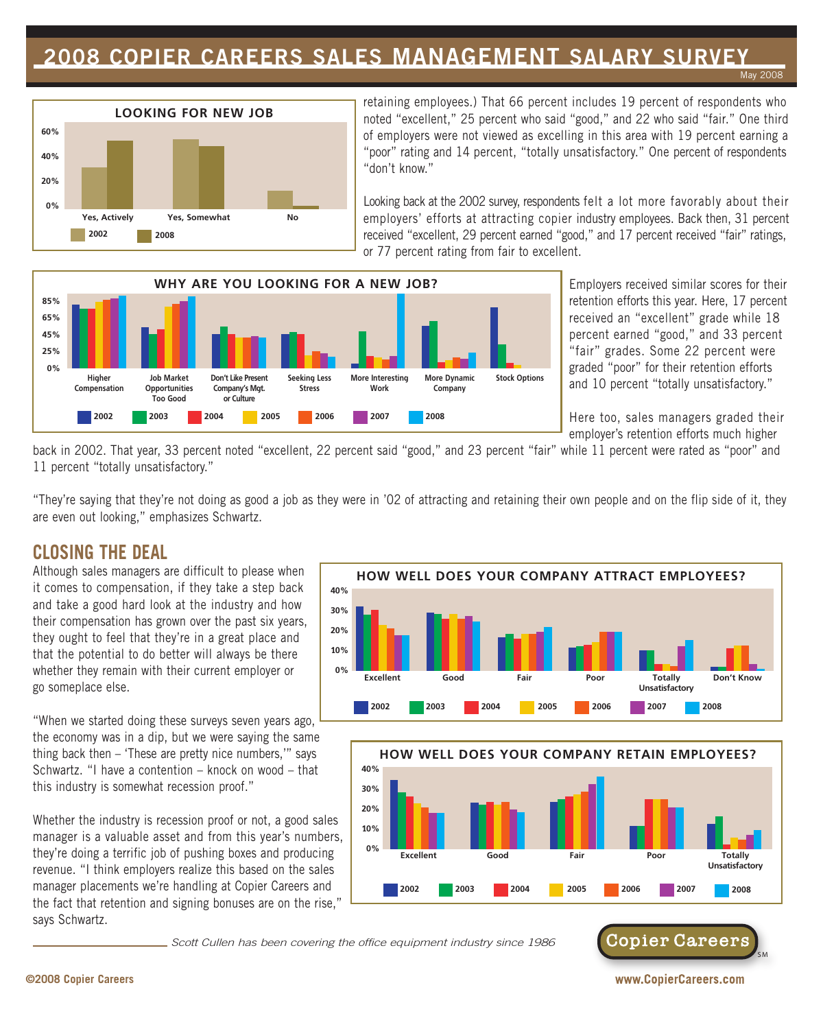# 2008 COPIER CAREERS SALES MANAGEMENT SALARY SURVEY

May 2008

**LOOKING FOR NEW JOB**

60%
40%
20%
0%

Yes, Actively
Yes, Somewhat
No

2002
2008

retaining employees.) That 66 percent includes 19 percent of respondents who noted "excellent," 25 percent who said "good," and 22 who said "fair." One third of employers were not viewed as excelling in this area with 19 percent earning a "poor" rating and 14 percent, "totally unsatisfactory." One percent of respondents "don't know."

Looking back at the 2002 survey, respondents felt a lot more favorably about their employers' efforts at attracting copier industry employees. Back then, 31 percent received "excellent," 29 percent earned "good," and 17 percent received "fair" ratings, or 77 percent rating from fair to excellent.

**WHY ARE YOU LOOKING FOR A NEW JOB?**

85%
65%
45%
25%
0%

Higher Compensation
Job Market Opportunities Too Good
Don't Like Present Company's Mgt. or Culture
Seeking Less Stress
More Interesting Work
More Dynamic Company
Stock Options

2002
2003
2004
2005
2006
2007
2008

Employers received similar scores for their retention efforts this year. Here, 17 percent received an "excellent" grade while 18 percent earned "good," and 33 percent "fair" grades. Some 22 percent were graded "poor" for their retention efforts and 10 percent "totally unsatisfactory."

Here too, sales managers graded their employer's retention efforts much higher back in 2002. That year, 33 percent noted "excellent, 22 percent said "good," and 23 percent "fair" while 11 percent were rated as "poor" and 11 percent "totally unsatisfactory."

"They're saying that they're not doing as good a job as they were in '02 of attracting and retaining their own people and on the flip side of it, they are even out looking," emphasizes Schwartz.

## CLOSING THE DEAL

Although sales managers are difficult to please when it comes to compensation, if they take a step back and take a good hard look at the industry and how their compensation has grown over the past six years, they ought to feel that they're in a great place and that the potential to do better will always be there whether they remain with their current employer or go someplace else.

"When we started doing these surveys seven years ago, the economy was in a dip, but we were saying the same thing back then – 'These are pretty nice numbers,'" says Schwartz. "I have a contention – knock on wood – that this industry is somewhat recession proof."

Whether the industry is recession proof or not, a good sales manager is a valuable asset and from this year's numbers, they're doing a terrific job of pushing boxes and producing revenue. "I think employers realize this based on the sales manager placements we're handling at Copier Careers and the fact that retention and signing bonuses are on the rise," says Schwartz.

**HOW WELL DOES YOUR COMPANY ATTRACT EMPLOYEES?**

40%
30%
20%
10%
0%

Excellent
Good
Fair
Poor
Totally Unsatisfactory
Don't Know

2002
2003
2004
2005
2006
2007
2008

**HOW WELL DOES YOUR COMPANY RETAIN EMPLOYEES?**

40%
30%
20%
10%
0%

Excellent
Good
Fair
Poor
Totally Unsatisfactory

2002
2003
2004
2005
2006
2007
2008

*Scott Cullen has been covering the office equipment industry since 1986*

Copier Careers SM

©2008 Copier Careers

www.CopierCareers.com